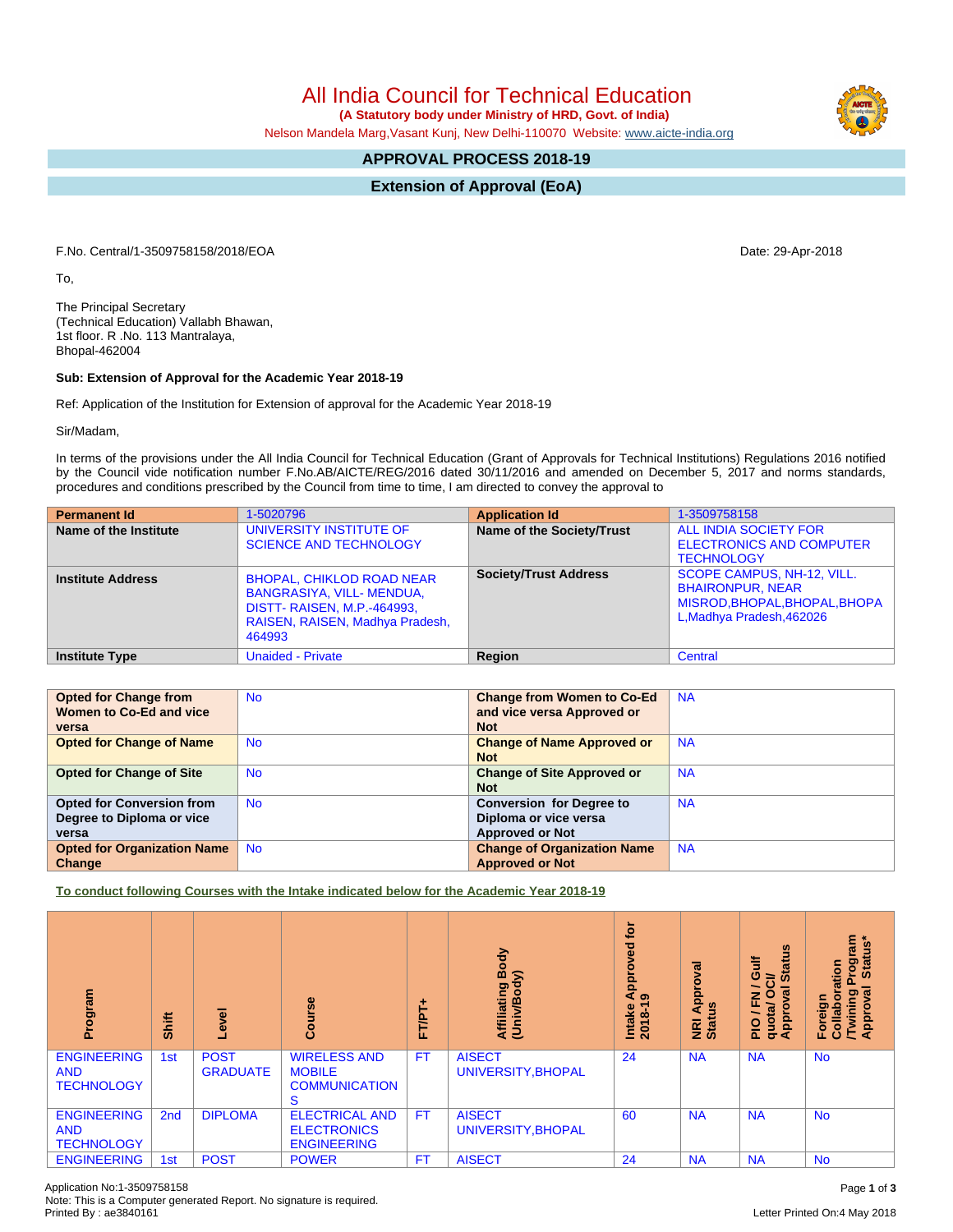# All India Council for Technical Education

**(A Statutory body under Ministry of HRD, Govt. of India)**

Nelson Mandela Marg,Vasant Kunj, New Delhi-110070 Website: www.aicte-india.org

## APPROVAL PROCESS 2018-19

## Extension of Approval (EoA)

F.No. Central/1-3509758158/2018/EOA

Date: 29-Apr-2018

To,

The Principal Secretary
(Technical Education) Vallabh Bhawan,
1st floor. R .No. 113 Mantralaya,
Bhopal-462004

**Sub: Extension of Approval for the Academic Year 2018-19**

Ref: Application of the Institution for Extension of approval for the Academic Year 2018-19

Sir/Madam,

In terms of the provisions under the All India Council for Technical Education (Grant of Approvals for Technical Institutions) Regulations 2016 notified by the Council vide notification number F.No.AB/AICTE/REG/2016 dated 30/11/2016 and amended on December 5, 2017 and norms standards, procedures and conditions prescribed by the Council from time to time, I am directed to convey the approval to

| **Permanent Id** | 1-5020796 | **Application Id** | 1-3509758158 |
|---|---|---|---|
| **Name of the Institute** | UNIVERSITY INSTITUTE OF SCIENCE AND TECHNOLOGY | **Name of the Society/Trust** | ALL INDIA SOCIETY FOR ELECTRONICS AND COMPUTER TECHNOLOGY |
| **Institute Address** | BHOPAL, CHIKLOD ROAD NEAR BANGRASIYA, VILL- MENDUA, DISTT- RAISEN, M.P.-464993, RAISEN, RAISEN, Madhya Pradesh, 464993 | **Society/Trust Address** | SCOPE CAMPUS, NH-12, VILL. BHAIRONPUR, NEAR MISROD,BHOPAL,BHOPAL,BHOPAL,Madhya Pradesh,462026 |
| **Institute Type** | Unaided - Private | **Region** | Central |

| **Opted for Change from Women to Co-Ed and vice versa** | No | **Change from Women to Co-Ed and vice versa Approved or Not** | NA |
|---|---|---|---|
| **Opted for Change of Name** | No | **Change of Name Approved or Not** | NA |
| **Opted for Change of Site** | No | **Change of Site Approved or Not** | NA |
| **Opted for Conversion from Degree to Diploma or vice versa** | No | **Conversion for Degree to Diploma or vice versa Approved or Not** | NA |
| **Opted for Organization Name Change** | No | **Change of Organization Name Approved or Not** | NA |

**To conduct following Courses with the Intake indicated below for the Academic Year 2018-19**

| Program | Shift | Level | Course | FT/PT+ | Affiliating Body (Univ/Body) | Intake Approved for 2018-19 | NRI Approval Status | PIO / FN / Gulf quota/ OCI/ Approval Status | Foreign Collaboration /Twining Program Approval Status* |
|---|---|---|---|---|---|---|---|---|---|
| ENGINEERING AND TECHNOLOGY | 1st | POST GRADUATE | WIRELESS AND MOBILE COMMUNICATION S | FT | AISECT UNIVERSITY,BHOPAL | 24 | NA | NA | No |
| ENGINEERING AND TECHNOLOGY | 2nd | DIPLOMA | ELECTRICAL AND ELECTRONICS ENGINEERING | FT | AISECT UNIVERSITY,BHOPAL | 60 | NA | NA | No |
| ENGINEERING | 1st | POST | POWER | FT | AISECT | 24 | NA | NA | No |

Application No:1-3509758158
Note: This is a Computer generated Report. No signature is required.
Printed By : ae3840161

Letter Printed On:4 May 2018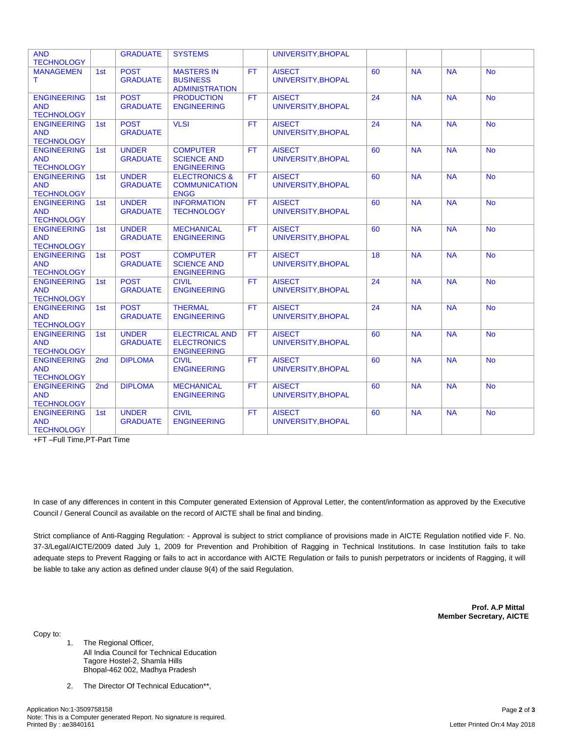| AND TECHNOLOGY | | GRADUATE | SYSTEMS | | UNIVERSITY,BHOPAL | | | | |
|---|---|---|---|---|---|---|---|---|---|
| MANAGEMENT | 1st | POST GRADUATE | MASTERS IN BUSINESS ADMINISTRATION | FT | AISECT UNIVERSITY,BHOPAL | 60 | NA | NA | No |
| ENGINEERING AND TECHNOLOGY | 1st | POST GRADUATE | PRODUCTION ENGINEERING | FT | AISECT UNIVERSITY,BHOPAL | 24 | NA | NA | No |
| ENGINEERING AND TECHNOLOGY | 1st | POST GRADUATE | VLSI | FT | AISECT UNIVERSITY,BHOPAL | 24 | NA | NA | No |
| ENGINEERING AND TECHNOLOGY | 1st | UNDER GRADUATE | COMPUTER SCIENCE AND ENGINEERING | FT | AISECT UNIVERSITY,BHOPAL | 60 | NA | NA | No |
| ENGINEERING AND TECHNOLOGY | 1st | UNDER GRADUATE | ELECTRONICS & COMMUNICATION ENGG | FT | AISECT UNIVERSITY,BHOPAL | 60 | NA | NA | No |
| ENGINEERING AND TECHNOLOGY | 1st | UNDER GRADUATE | INFORMATION TECHNOLOGY | FT | AISECT UNIVERSITY,BHOPAL | 60 | NA | NA | No |
| ENGINEERING AND TECHNOLOGY | 1st | UNDER GRADUATE | MECHANICAL ENGINEERING | FT | AISECT UNIVERSITY,BHOPAL | 60 | NA | NA | No |
| ENGINEERING AND TECHNOLOGY | 1st | POST GRADUATE | COMPUTER SCIENCE AND ENGINEERING | FT | AISECT UNIVERSITY,BHOPAL | 18 | NA | NA | No |
| ENGINEERING AND TECHNOLOGY | 1st | POST GRADUATE | CIVIL ENGINEERING | FT | AISECT UNIVERSITY,BHOPAL | 24 | NA | NA | No |
| ENGINEERING AND TECHNOLOGY | 1st | POST GRADUATE | THERMAL ENGINEERING | FT | AISECT UNIVERSITY,BHOPAL | 24 | NA | NA | No |
| ENGINEERING AND TECHNOLOGY | 1st | UNDER GRADUATE | ELECTRICAL AND ELECTRONICS ENGINEERING | FT | AISECT UNIVERSITY,BHOPAL | 60 | NA | NA | No |
| ENGINEERING AND TECHNOLOGY | 2nd | DIPLOMA | CIVIL ENGINEERING | FT | AISECT UNIVERSITY,BHOPAL | 60 | NA | NA | No |
| ENGINEERING AND TECHNOLOGY | 2nd | DIPLOMA | MECHANICAL ENGINEERING | FT | AISECT UNIVERSITY,BHOPAL | 60 | NA | NA | No |
| ENGINEERING AND TECHNOLOGY | 1st | UNDER GRADUATE | CIVIL ENGINEERING | FT | AISECT UNIVERSITY,BHOPAL | 60 | NA | NA | No |

+FT –Full Time,PT-Part Time

In case of any differences in content in this Computer generated Extension of Approval Letter, the content/information as approved by the Executive Council / General Council as available on the record of AICTE shall be final and binding.

Strict compliance of Anti-Ragging Regulation: - Approval is subject to strict compliance of provisions made in AICTE Regulation notified vide F. No. 37-3/Legal/AICTE/2009 dated July 1, 2009 for Prevention and Prohibition of Ragging in Technical Institutions. In case Institution fails to take adequate steps to Prevent Ragging or fails to act in accordance with AICTE Regulation or fails to punish perpetrators or incidents of Ragging, it will be liable to take any action as defined under clause 9(4) of the said Regulation.

**Prof. A.P Mittal**
**Member Secretary, AICTE**

Copy to:

1. The Regional Officer,
   All India Council for Technical Education
   Tagore Hostel-2, Shamla Hills
   Bhopal-462 002, Madhya Pradesh

2. The Director Of Technical Education**,

Application No:1-3509758158
Note: This is a Computer generated Report. No signature is required.
Printed By : ae3840161

Letter Printed On:4 May 2018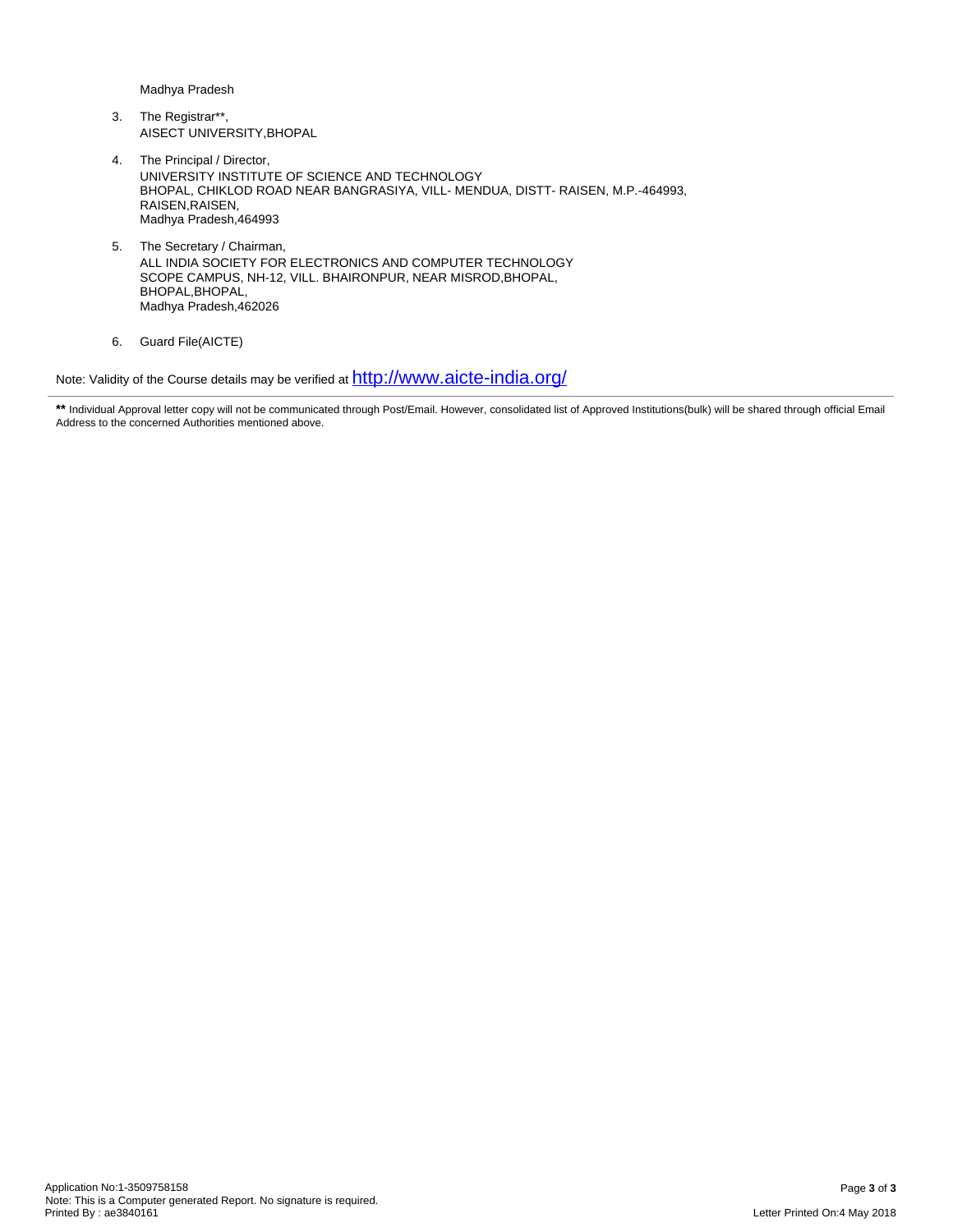Madhya Pradesh

3. The Registrar**,
   AISECT UNIVERSITY,BHOPAL

4. The Principal / Director,
   UNIVERSITY INSTITUTE OF SCIENCE AND TECHNOLOGY
   BHOPAL, CHIKLOD ROAD NEAR BANGRASIYA, VILL- MENDUA, DISTT- RAISEN, M.P.-464993,
   RAISEN,RAISEN,
   Madhya Pradesh,464993

5. The Secretary / Chairman,
   ALL INDIA SOCIETY FOR ELECTRONICS AND COMPUTER TECHNOLOGY
   SCOPE CAMPUS, NH-12, VILL. BHAIRONPUR, NEAR MISROD,BHOPAL,
   BHOPAL,BHOPAL,
   Madhya Pradesh,462026

6. Guard File(AICTE)

Note: Validity of the Course details may be verified at http://www.aicte-india.org/

---

**\*\*** Individual Approval letter copy will not be communicated through Post/Email. However, consolidated list of Approved Institutions(bulk) will be shared through official Email Address to the concerned Authorities mentioned above.

Application No:1-3509758158
Note: This is a Computer generated Report. No signature is required.
Printed By : ae3840161

Letter Printed On:4 May 2018